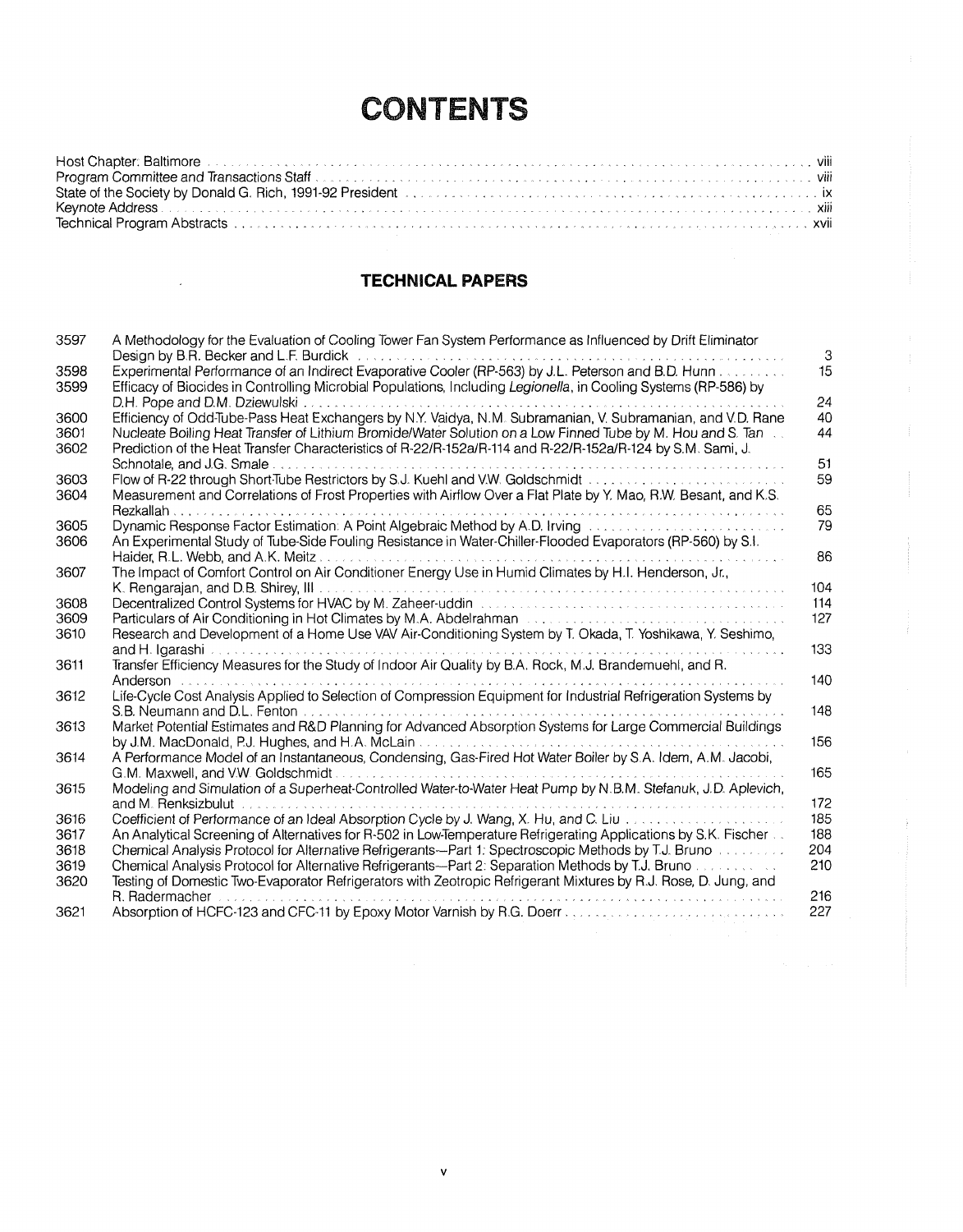# CONTENTS

| | |
|---|---|
| Host Chapter: Baltimore | viii |
| Program Committee and Transactions Staff | viii |
| State of the Society by Donald G. Rich, 1991-92 President | ix |
| Keynote Address | xiii |
| Technical Program Abstracts | xvii |

## TECHNICAL PAPERS

| | | |
|---|---|---|
| 3597 | A Methodology for the Evaluation of Cooling Tower Fan System Performance as Influenced by Drift Eliminator Design by B.R. Becker and L.F. Burdick | 3 |
| 3598 | Experimental Performance of an Indirect Evaporative Cooler (RP-563) by J.L. Peterson and B.D. Hunn | 15 |
| 3599 | Efficacy of Biocides in Controlling Microbial Populations, Including *Legionella*, in Cooling Systems (RP-586) by D.H. Pope and D.M. Dziewulski | 24 |
| 3600 | Efficiency of Odd-Tube-Pass Heat Exchangers by N.Y. Vaidya, N.M. Subramanian, V. Subramanian, and V.D. Rane | 40 |
| 3601 | Nucleate Boiling Heat Transfer of Lithium Bromide/Water Solution on a Low Finned Tube by M. Hou and S. Tan | 44 |
| 3602 | Prediction of the Heat Transfer Characteristics of R-22/R-152a/R-114 and R-22/R-152a/R-124 by S.M. Sami, J. Schnotale, and J.G. Smale | 51 |
| 3603 | Flow of R-22 through Short-Tube Restrictors by S.J. Kuehl and V.W. Goldschmidt | 59 |
| 3604 | Measurement and Correlations of Frost Properties with Airflow Over a Flat Plate by Y. Mao, R.W. Besant, and K.S. Rezkallah | 65 |
| 3605 | Dynamic Response Factor Estimation: A Point Algebraic Method by A.D. Irving | 79 |
| 3606 | An Experimental Study of Tube-Side Fouling Resistance in Water-Chiller-Flooded Evaporators (RP-560) by S.I. Haider, R.L. Webb, and A.K. Meitz | 86 |
| 3607 | The Impact of Comfort Control on Air Conditioner Energy Use in Humid Climates by H.I. Henderson, Jr., K. Rengarajan, and D.B. Shirey, III | 104 |
| 3608 | Decentralized Control Systems for HVAC by M. Zaheer-uddin | 114 |
| 3609 | Particulars of Air Conditioning in Hot Climates by M.A. Abdelrahman | 127 |
| 3610 | Research and Development of a Home Use VAV Air-Conditioning System by T. Okada, T. Yoshikawa, Y. Seshimo, and H. Igarashi | 133 |
| 3611 | Transfer Efficiency Measures for the Study of Indoor Air Quality by B.A. Rock, M.J. Brandemuehl, and R. Anderson | 140 |
| 3612 | Life-Cycle Cost Analysis Applied to Selection of Compression Equipment for Industrial Refrigeration Systems by S.B. Neumann and D.L. Fenton | 148 |
| 3613 | Market Potential Estimates and R&D Planning for Advanced Absorption Systems for Large Commercial Buildings by J.M. MacDonald, P.J. Hughes, and H.A. McLain | 156 |
| 3614 | A Performance Model of an Instantaneous, Condensing, Gas-Fired Hot Water Boiler by S.A. Idem, A.M. Jacobi, G.M. Maxwell, and V.W. Goldschmidt | 165 |
| 3615 | Modeling and Simulation of a Superheat-Controlled Water-to-Water Heat Pump by N.B.M. Stefanuk, J.D. Aplevich, and M. Renksizbulut | 172 |
| 3616 | Coefficient of Performance of an Ideal Absorption Cycle by J. Wang, X. Hu, and C. Liu | 185 |
| 3617 | An Analytical Screening of Alternatives for R-502 in Low-Temperature Refrigerating Applications by S.K. Fischer | 188 |
| 3618 | Chemical Analysis Protocol for Alternative Refrigerants—Part 1: Spectroscopic Methods by T.J. Bruno | 204 |
| 3619 | Chemical Analysis Protocol for Alternative Refrigerants—Part 2: Separation Methods by T.J. Bruno | 210 |
| 3620 | Testing of Domestic Two-Evaporator Refrigerators with Zeotropic Refrigerant Mixtures by R.J. Rose, D. Jung, and R. Radermacher | 216 |
| 3621 | Absorption of HCFC-123 and CFC-11 by Epoxy Motor Varnish by R.G. Doerr | 227 |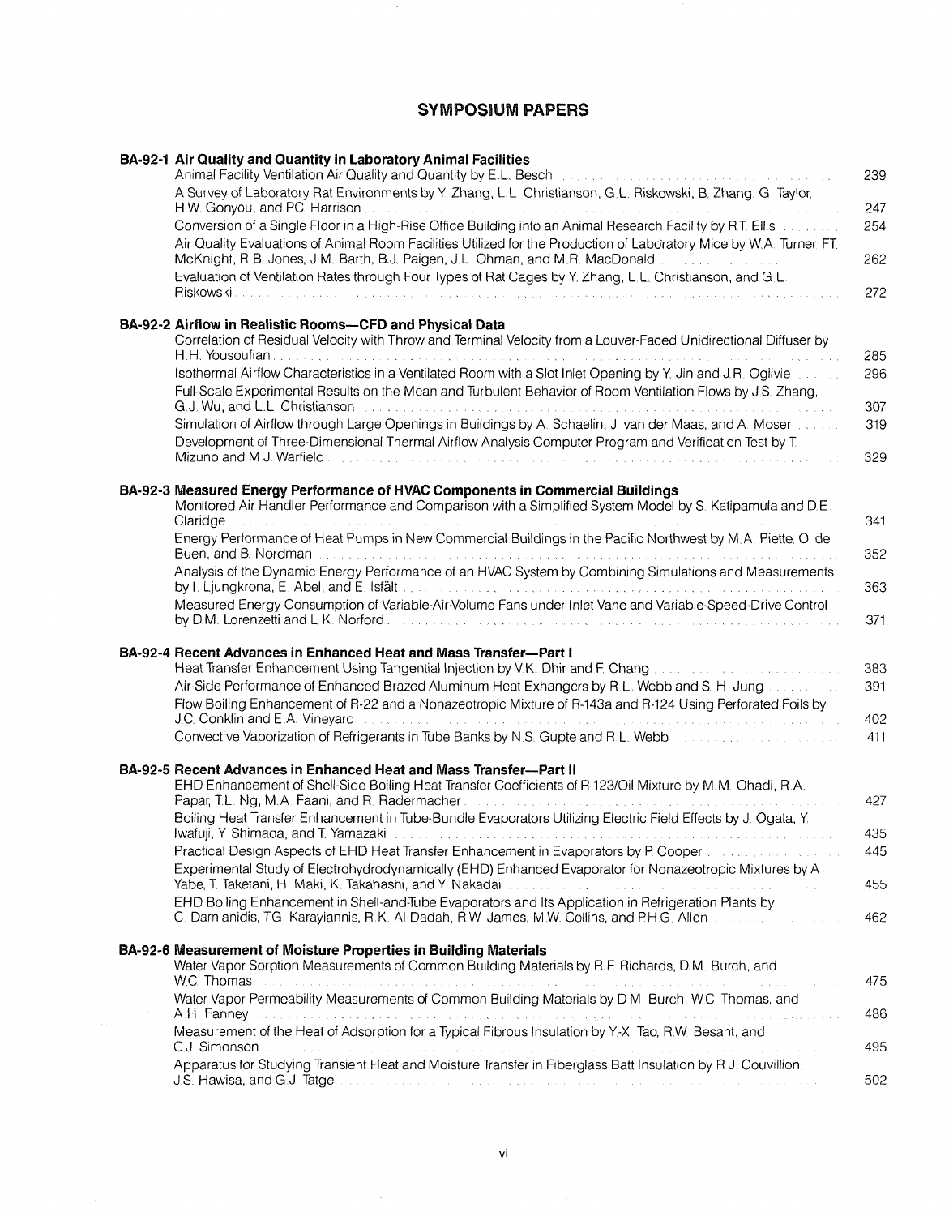# SYMPOSIUM PAPERS

## BA-92-1 Air Quality and Quantity in Laboratory Animal Facilities

- Animal Facility Ventilation Air Quality and Quantity by E.L. Besch ... 239
- A Survey of Laboratory Rat Environments by Y. Zhang, L.L. Christianson, G.L. Riskowski, B. Zhang, G. Taylor, H.W. Gonyou, and P.C. Harrison ... 247
- Conversion of a Single Floor in a High-Rise Office Building into an Animal Research Facility by R.T. Ellis ... 254
- Air Quality Evaluations of Animal Room Facilities Utilized for the Production of Laboratory Mice by W.A. Turner, F.T. McKnight, R.B. Jones, J.M. Barth, B.J. Paigen, J.L. Ohman, and M.R. MacDonald ... 262
- Evaluation of Ventilation Rates through Four Types of Rat Cages by Y. Zhang, L.L. Christianson, and G.L. Riskowski ... 272

## BA-92-2 Airflow in Realistic Rooms—CFD and Physical Data

- Correlation of Residual Velocity with Throw and Terminal Velocity from a Louver-Faced Unidirectional Diffuser by H.H. Yousoufian ... 285
- Isothermal Airflow Characteristics in a Ventilated Room with a Slot Inlet Opening by Y. Jin and J.R. Ogilvie ... 296
- Full-Scale Experimental Results on the Mean and Turbulent Behavior of Room Ventilation Flows by J.S. Zhang, G.J. Wu, and L.L. Christianson ... 307
- Simulation of Airflow through Large Openings in Buildings by A. Schaelin, J. van der Maas, and A. Moser ... 319
- Development of Three-Dimensional Thermal Airflow Analysis Computer Program and Verification Test by T. Mizuno and M.J. Warfield ... 329

## BA-92-3 Measured Energy Performance of HVAC Components in Commercial Buildings

- Monitored Air Handler Performance and Comparison with a Simplified System Model by S. Katipamula and D.E. Claridge ... 341
- Energy Performance of Heat Pumps in New Commercial Buildings in the Pacific Northwest by M.A. Piette, O. de Buen, and B. Nordman ... 352
- Analysis of the Dynamic Energy Performance of an HVAC System by Combining Simulations and Measurements by I. Ljungkrona, E. Abel, and E. Isfält ... 363
- Measured Energy Consumption of Variable-Air-Volume Fans under Inlet Vane and Variable-Speed-Drive Control by D.M. Lorenzetti and L.K. Norford ... 371

## BA-92-4 Recent Advances in Enhanced Heat and Mass Transfer—Part I

- Heat Transfer Enhancement Using Tangential Injection by V.K. Dhir and F. Chang ... 383
- Air-Side Performance of Enhanced Brazed Aluminum Heat Exhangers by R.L. Webb and S.-H. Jung ... 391
- Flow Boiling Enhancement of R-22 and a Nonazeotropic Mixture of R-143a and R-124 Using Perforated Foils by J.C. Conklin and E.A. Vineyard ... 402
- Convective Vaporization of Refrigerants in Tube Banks by N.S. Gupte and R.L. Webb ... 411

## BA-92-5 Recent Advances in Enhanced Heat and Mass Transfer—Part II

- EHD Enhancement of Shell-Side Boiling Heat Transfer Coefficients of R-123/Oil Mixture by M.M. Ohadi, R.A. Papar, T.L. Ng, M.A. Faani, and R. Radermacher ... 427
- Boiling Heat Transfer Enhancement in Tube-Bundle Evaporators Utilizing Electric Field Effects by J. Ogata, Y. Iwafuji, Y. Shimada, and T. Yamazaki ... 435
- Practical Design Aspects of EHD Heat Transfer Enhancement in Evaporators by P. Cooper ... 445
- Experimental Study of Electrohydrodynamically (EHD) Enhanced Evaporator for Nonazeotropic Mixtures by A. Yabe, T. Taketani, H. Maki, K. Takahashi, and Y. Nakadai ... 455
- EHD Boiling Enhancement in Shell-and-Tube Evaporators and Its Application in Refrigeration Plants by C. Damianidis, T.G. Karayiannis, R.K. Al-Dadah, R.W. James, M.W. Collins, and P.H.G. Allen ... 462

## BA-92-6 Measurement of Moisture Properties in Building Materials

- Water Vapor Sorption Measurements of Common Building Materials by R.F. Richards, D.M. Burch, and W.C. Thomas ... 475
- Water Vapor Permeability Measurements of Common Building Materials by D.M. Burch, W.C. Thomas, and A.H. Fanney ... 486
- Measurement of the Heat of Adsorption for a Typical Fibrous Insulation by Y.-X. Tao, R.W. Besant, and C.J. Simonson ... 495
- Apparatus for Studying Transient Heat and Moisture Transfer in Fiberglass Batt Insulation by R.J. Couvillion, J.S. Hawisa, and G.J. Tatge ... 502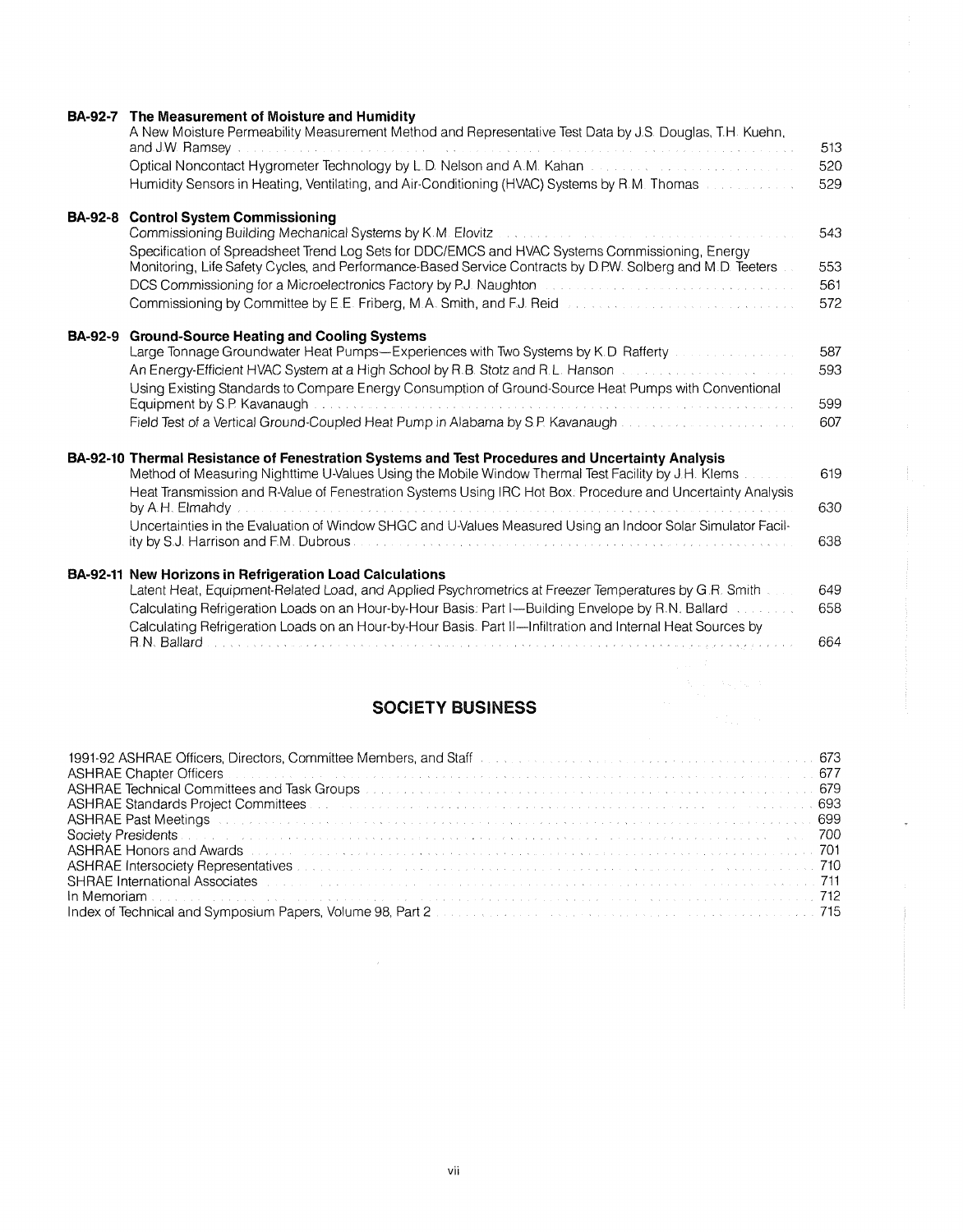**BA-92-7 The Measurement of Moisture and Humidity**

A New Moisture Permeability Measurement Method and Representative Test Data by J.S. Douglas, T.H. Kuehn, and J.W. Ramsey ... 513

Optical Noncontact Hygrometer Technology by L.D. Nelson and A.M. Kahan ... 520

Humidity Sensors in Heating, Ventilating, and Air-Conditioning (HVAC) Systems by R.M. Thomas ... 529

**BA-92-8 Control System Commissioning**

Commissioning Building Mechanical Systems by K.M. Elovitz ... 543

Specification of Spreadsheet Trend Log Sets for DDC/EMCS and HVAC Systems Commissioning, Energy Monitoring, Life Safety Cycles, and Performance-Based Service Contracts by D.P.W. Solberg and M.D. Teeters ... 553

DCS Commissioning for a Microelectronics Factory by P.J. Naughton ... 561

Commissioning by Committee by E.E. Friberg, M.A. Smith, and F.J. Reid ... 572

**BA-92-9 Ground-Source Heating and Cooling Systems**

Large Tonnage Groundwater Heat Pumps—Experiences with Two Systems by K.D. Rafferty ... 587

An Energy-Efficient HVAC System at a High School by R.B. Stotz and R.L. Hanson ... 593

Using Existing Standards to Compare Energy Consumption of Ground-Source Heat Pumps with Conventional Equipment by S.P. Kavanaugh ... 599

Field Test of a Vertical Ground-Coupled Heat Pump in Alabama by S.P. Kavanaugh ... 607

**BA-92-10 Thermal Resistance of Fenestration Systems and Test Procedures and Uncertainty Analysis**

Method of Measuring Nighttime U-Values Using the Mobile Window Thermal Test Facility by J.H. Klems ... 619

Heat Transmission and R-Value of Fenestration Systems Using IRC Hot Box: Procedure and Uncertainty Analysis by A.H. Elmahdy ... 630

Uncertainties in the Evaluation of Window SHGC and U-Values Measured Using an Indoor Solar Simulator Facility by S.J. Harrison and F.M. Dubrous ... 638

**BA-92-11 New Horizons in Refrigeration Load Calculations**

Latent Heat, Equipment-Related Load, and Applied Psychrometrics at Freezer Temperatures by G.R. Smith ... 649

Calculating Refrigeration Loads on an Hour-by-Hour Basis: Part I—Building Envelope by R.N. Ballard ... 658

Calculating Refrigeration Loads on an Hour-by-Hour Basis: Part II—Infiltration and Internal Heat Sources by R.N. Ballard ... 664

## SOCIETY BUSINESS

1991-92 ASHRAE Officers, Directors, Committee Members, and Staff ... 673

ASHRAE Chapter Officers ... 677

ASHRAE Technical Committees and Task Groups ... 679

ASHRAE Standards Project Committees ... 693

ASHRAE Past Meetings ... 699

Society Presidents ... 700

ASHRAE Honors and Awards ... 701

ASHRAE Intersociety Representatives ... 710

SHRAE International Associates ... 711

In Memoriam ... 712

Index of Technical and Symposium Papers, Volume 98, Part 2 ... 715